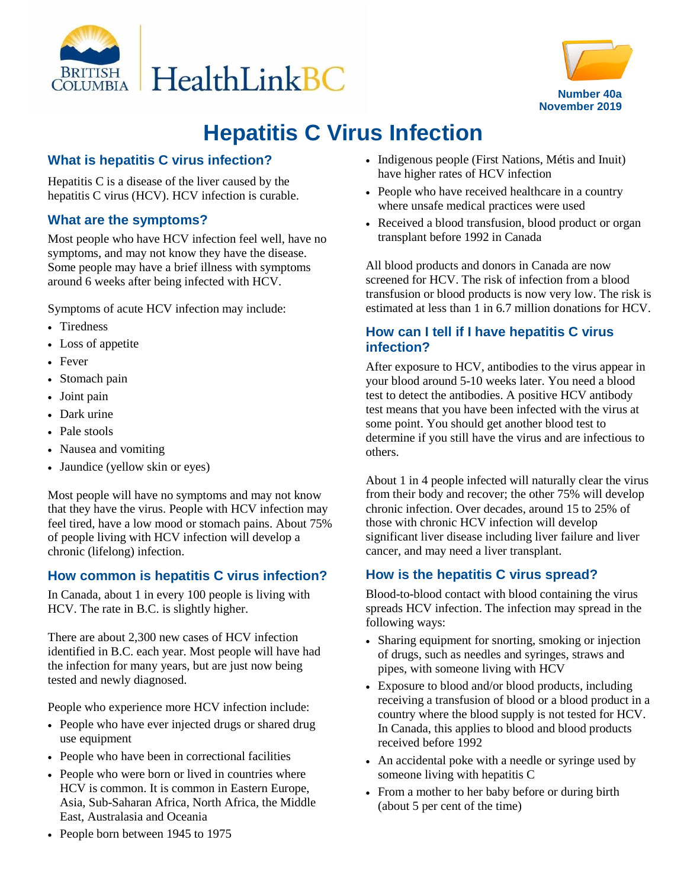HealthLinkBC

Number 40a
November 2019

# Hepatitis C Virus Infection

## What is hepatitis C virus infection?

Hepatitis C is a disease of the liver caused by the hepatitis C virus (HCV). HCV infection is curable.

## What are the symptoms?

Most people who have HCV infection feel well, have no symptoms, and may not know they have the disease. Some people may have a brief illness with symptoms around 6 weeks after being infected with HCV.

Symptoms of acute HCV infection may include:

- Tiredness
- Loss of appetite
- Fever
- Stomach pain
- Joint pain
- Dark urine
- Pale stools
- Nausea and vomiting
- Jaundice (yellow skin or eyes)

Most people will have no symptoms and may not know that they have the virus. People with HCV infection may feel tired, have a low mood or stomach pains. About 75% of people living with HCV infection will develop a chronic (lifelong) infection.

## How common is hepatitis C virus infection?

In Canada, about 1 in every 100 people is living with HCV. The rate in B.C. is slightly higher.

There are about 2,300 new cases of HCV infection identified in B.C. each year. Most people will have had the infection for many years, but are just now being tested and newly diagnosed.

People who experience more HCV infection include:

- People who have ever injected drugs or shared drug use equipment
- People who have been in correctional facilities
- People who were born or lived in countries where HCV is common. It is common in Eastern Europe, Asia, Sub-Saharan Africa, North Africa, the Middle East, Australasia and Oceania
- People born between 1945 to 1975
- Indigenous people (First Nations, Métis and Inuit) have higher rates of HCV infection
- People who have received healthcare in a country where unsafe medical practices were used
- Received a blood transfusion, blood product or organ transplant before 1992 in Canada

All blood products and donors in Canada are now screened for HCV. The risk of infection from a blood transfusion or blood products is now very low. The risk is estimated at less than 1 in 6.7 million donations for HCV.

## How can I tell if I have hepatitis C virus infection?

After exposure to HCV, antibodies to the virus appear in your blood around 5-10 weeks later. You need a blood test to detect the antibodies. A positive HCV antibody test means that you have been infected with the virus at some point. You should get another blood test to determine if you still have the virus and are infectious to others.

About 1 in 4 people infected will naturally clear the virus from their body and recover; the other 75% will develop chronic infection. Over decades, around 15 to 25% of those with chronic HCV infection will develop significant liver disease including liver failure and liver cancer, and may need a liver transplant.

## How is the hepatitis C virus spread?

Blood-to-blood contact with blood containing the virus spreads HCV infection. The infection may spread in the following ways:

- Sharing equipment for snorting, smoking or injection of drugs, such as needles and syringes, straws and pipes, with someone living with HCV
- Exposure to blood and/or blood products, including receiving a transfusion of blood or a blood product in a country where the blood supply is not tested for HCV. In Canada, this applies to blood and blood products received before 1992
- An accidental poke with a needle or syringe used by someone living with hepatitis C
- From a mother to her baby before or during birth (about 5 per cent of the time)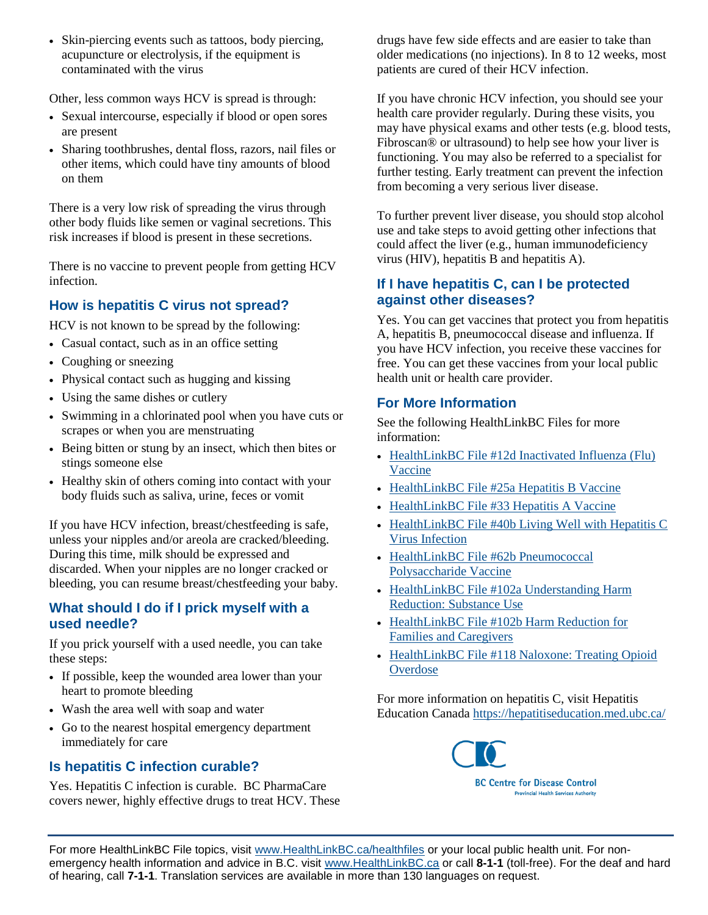- Skin-piercing events such as tattoos, body piercing, acupuncture or electrolysis, if the equipment is contaminated with the virus

Other, less common ways HCV is spread is through:

- Sexual intercourse, especially if blood or open sores are present
- Sharing toothbrushes, dental floss, razors, nail files or other items, which could have tiny amounts of blood on them

There is a very low risk of spreading the virus through other body fluids like semen or vaginal secretions. This risk increases if blood is present in these secretions.

There is no vaccine to prevent people from getting HCV infection.

## How is hepatitis C virus not spread?

HCV is not known to be spread by the following:

- Casual contact, such as in an office setting
- Coughing or sneezing
- Physical contact such as hugging and kissing
- Using the same dishes or cutlery
- Swimming in a chlorinated pool when you have cuts or scrapes or when you are menstruating
- Being bitten or stung by an insect, which then bites or stings someone else
- Healthy skin of others coming into contact with your body fluids such as saliva, urine, feces or vomit

If you have HCV infection, breast/chestfeeding is safe, unless your nipples and/or areola are cracked/bleeding. During this time, milk should be expressed and discarded. When your nipples are no longer cracked or bleeding, you can resume breast/chestfeeding your baby.

## What should I do if I prick myself with a used needle?

If you prick yourself with a used needle, you can take these steps:

- If possible, keep the wounded area lower than your heart to promote bleeding
- Wash the area well with soap and water
- Go to the nearest hospital emergency department immediately for care

## Is hepatitis C infection curable?

Yes. Hepatitis C infection is curable. BC PharmaCare covers newer, highly effective drugs to treat HCV. These drugs have few side effects and are easier to take than older medications (no injections). In 8 to 12 weeks, most patients are cured of their HCV infection.

If you have chronic HCV infection, you should see your health care provider regularly. During these visits, you may have physical exams and other tests (e.g. blood tests, Fibroscan® or ultrasound) to help see how your liver is functioning. You may also be referred to a specialist for further testing. Early treatment can prevent the infection from becoming a very serious liver disease.

To further prevent liver disease, you should stop alcohol use and take steps to avoid getting other infections that could affect the liver (e.g., human immunodeficiency virus (HIV), hepatitis B and hepatitis A).

## If I have hepatitis C, can I be protected against other diseases?

Yes. You can get vaccines that protect you from hepatitis A, hepatitis B, pneumococcal disease and influenza. If you have HCV infection, you receive these vaccines for free. You can get these vaccines from your local public health unit or health care provider.

## For More Information

See the following HealthLinkBC Files for more information:

- HealthLinkBC File #12d Inactivated Influenza (Flu) Vaccine
- HealthLinkBC File #25a Hepatitis B Vaccine
- HealthLinkBC File #33 Hepatitis A Vaccine
- HealthLinkBC File #40b Living Well with Hepatitis C Virus Infection
- HealthLinkBC File #62b Pneumococcal Polysaccharide Vaccine
- HealthLinkBC File #102a Understanding Harm Reduction: Substance Use
- HealthLinkBC File #102b Harm Reduction for Families and Caregivers
- HealthLinkBC File #118 Naloxone: Treating Opioid Overdose

For more information on hepatitis C, visit Hepatitis Education Canada https://hepatitiseducation.med.ubc.ca/

BC Centre for Disease Control
Provincial Health Services Authority

For more HealthLinkBC File topics, visit www.HealthLinkBC.ca/healthfiles or your local public health unit. For non-emergency health information and advice in B.C. visit www.HealthLinkBC.ca or call **8-1-1** (toll-free). For the deaf and hard of hearing, call **7-1-1**. Translation services are available in more than 130 languages on request.